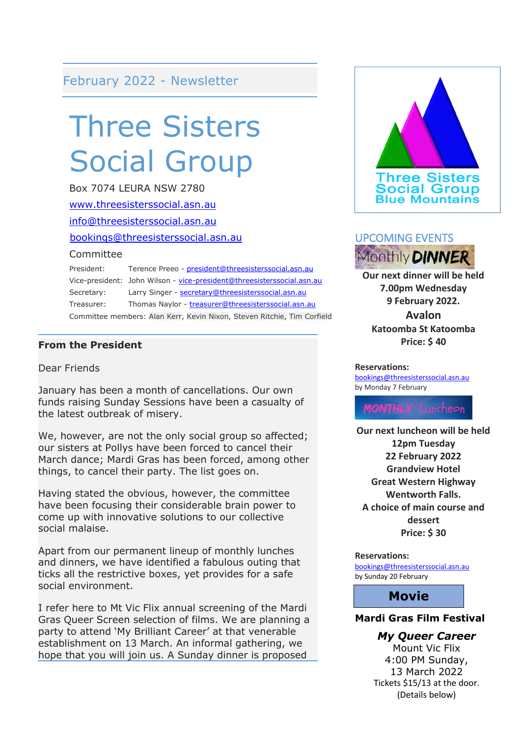February 2022 - Newsletter

# Three Sisters Social Group

Box 7074 LEURA NSW 2780

www.threesisterssocial.asn.au

info@threesisterssocial.asn.au

bookings@threesisterssocial.asn.au

Committee

President: Terence Preeo - president@threesisterssocial.asn.au

Vice-president: John Wilson - vice-president@threesisterssocial.asn.au

Secretary: Larry Singer - secretary@threesisterssocial.asn.au

Treasurer: Thomas Naylor - treasurer@threesisterssocial.asn.au

Committee members: Alan Kerr, Kevin Nixon, Steven Ritchie, Tim Corfield

## From the President

Dear Friends

January has been a month of cancellations. Our own funds raising Sunday Sessions have been a casualty of the latest outbreak of misery.

We, however, are not the only social group so affected; our sisters at Pollys have been forced to cancel their March dance; Mardi Gras has been forced, among other things, to cancel their party. The list goes on.

Having stated the obvious, however, the committee have been focusing their considerable brain power to come up with innovative solutions to our collective social malaise.

Apart from our permanent lineup of monthly lunches and dinners, we have identified a fabulous outing that ticks all the restrictive boxes, yet provides for a safe social environment.

I refer here to Mt Vic Flix annual screening of the Mardi Gras Queer Screen selection of films. We are planning a party to attend 'My Brilliant Career' at that venerable establishment on 13 March. An informal gathering, we hope that you will join us. A Sunday dinner is proposed

Three Sisters Social Group Blue Mountains

## UPCOMING EVENTS

### Monthly DINNER

**Our next dinner will be held**
**7.00pm Wednesday**
**9 February 2022.**
**Avalon**
**Katoomba St Katoomba**
**Price: $ 40**

**Reservations:**
bookings@threesisterssocial.asn.au
by Monday 7 February

### MONTHLY Luncheon

**Our next luncheon will be held**
**12pm Tuesday**
**22 February 2022**
**Grandview Hotel**
**Great Western Highway**
**Wentworth Falls.**
**A choice of main course and dessert**
**Price: $ 30**

**Reservations:**
bookings@threesisterssocial.asn.au
by Sunday 20 February

### Movie

**Mardi Gras Film Festival**

***My Queer Career***
Mount Vic Flix
4:00 PM Sunday,
13 March 2022
Tickets $15/13 at the door.
(Details below)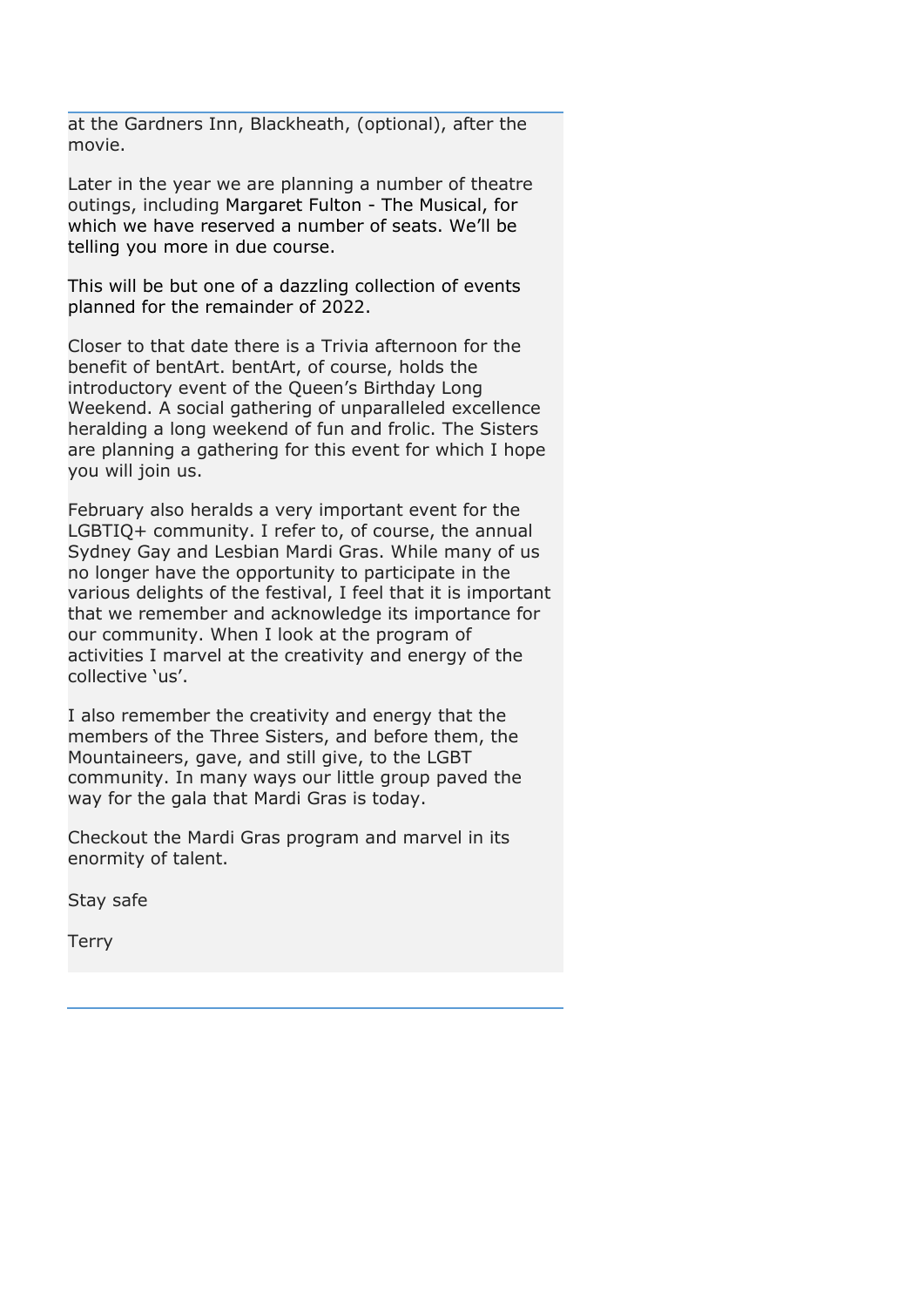at the Gardners Inn, Blackheath, (optional), after the movie.

Later in the year we are planning a number of theatre outings, including Margaret Fulton - The Musical, for which we have reserved a number of seats. We'll be telling you more in due course.

This will be but one of a dazzling collection of events planned for the remainder of 2022.

Closer to that date there is a Trivia afternoon for the benefit of bentArt. bentArt, of course, holds the introductory event of the Queen's Birthday Long Weekend. A social gathering of unparalleled excellence heralding a long weekend of fun and frolic. The Sisters are planning a gathering for this event for which I hope you will join us.

February also heralds a very important event for the LGBTIQ+ community. I refer to, of course, the annual Sydney Gay and Lesbian Mardi Gras. While many of us no longer have the opportunity to participate in the various delights of the festival, I feel that it is important that we remember and acknowledge its importance for our community. When I look at the program of activities I marvel at the creativity and energy of the collective 'us'.

I also remember the creativity and energy that the members of the Three Sisters, and before them, the Mountaineers, gave, and still give, to the LGBT community. In many ways our little group paved the way for the gala that Mardi Gras is today.

Checkout the Mardi Gras program and marvel in its enormity of talent.

Stay safe

Terry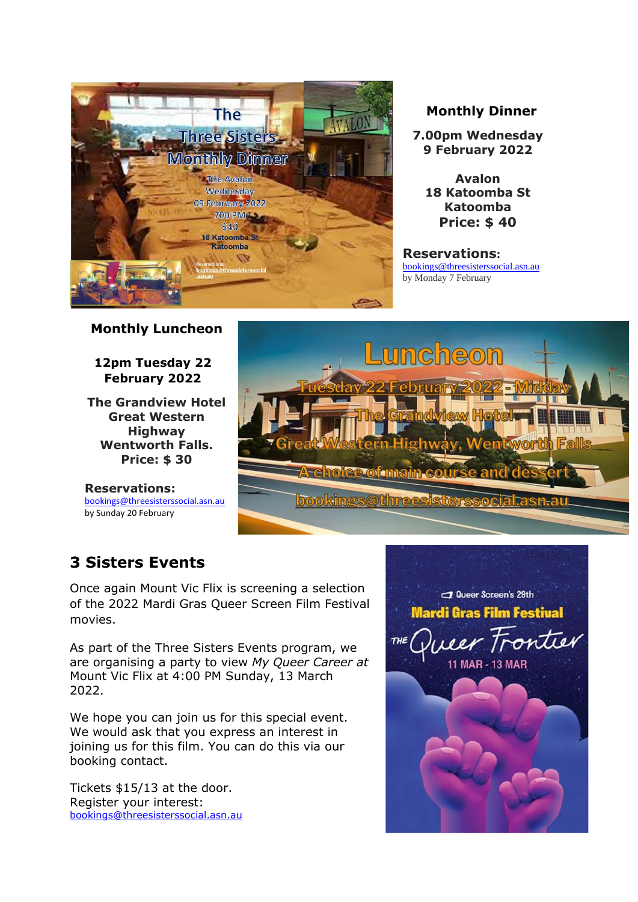## Monthly Dinner

**7.00pm Wednesday 9 February 2022**

**Avalon**
**18 Katoomba St**
**Katoomba**
**Price: $ 40**

**Reservations:**
bookings@threesisterssocial.asn.au
by Monday 7 February

## Monthly Luncheon

**12pm Tuesday 22 February 2022**

**The Grandview Hotel**
**Great Western Highway**
**Wentworth Falls.**
**Price: $ 30**

**Reservations:**
bookings@threesisterssocial.asn.au
by Sunday 20 February

## 3 Sisters Events

Once again Mount Vic Flix is screening a selection of the 2022 Mardi Gras Queer Screen Film Festival movies.

As part of the Three Sisters Events program, we are organising a party to view *My Queer Career at* Mount Vic Flix at 4:00 PM Sunday, 13 March 2022.

We hope you can join us for this special event. We would ask that you express an interest in joining us for this film. You can do this via our booking contact.

Tickets $15/13 at the door.
Register your interest:
bookings@threesisterssocial.asn.au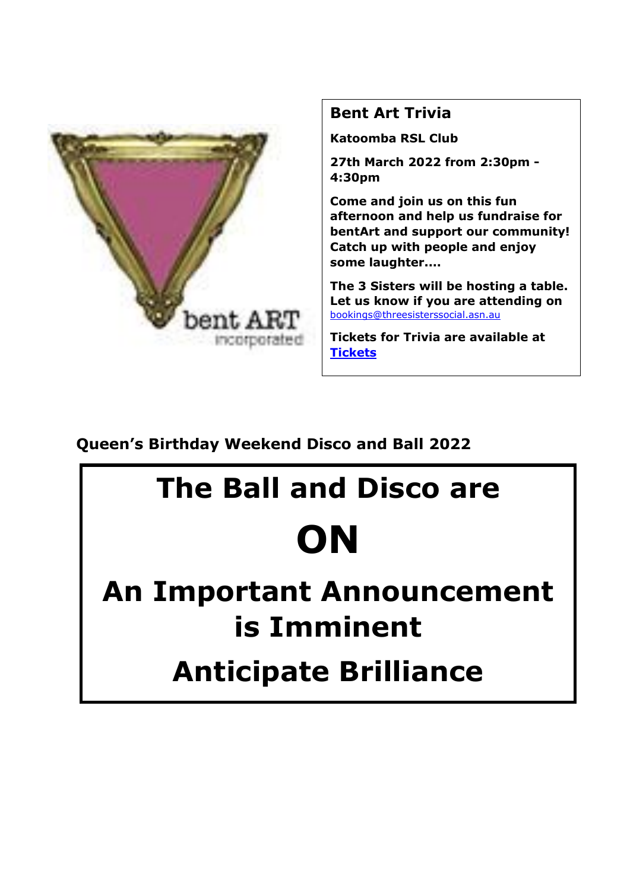## Bent Art Trivia

**Katoomba RSL Club**

**27th March 2022 from 2:30pm - 4:30pm**

**Come and join us on this fun afternoon and help us fundraise for bentArt and support our community! Catch up with people and enjoy some laughter....**

**The 3 Sisters will be hosting a table. Let us know if you are attending on** bookings@threesisterssocial.asn.au

**Tickets for Trivia are available at** **Tickets**

**Queen's Birthday Weekend Disco and Ball 2022**

# The Ball and Disco are

# ON

# An Important Announcement is Imminent

# Anticipate Brilliance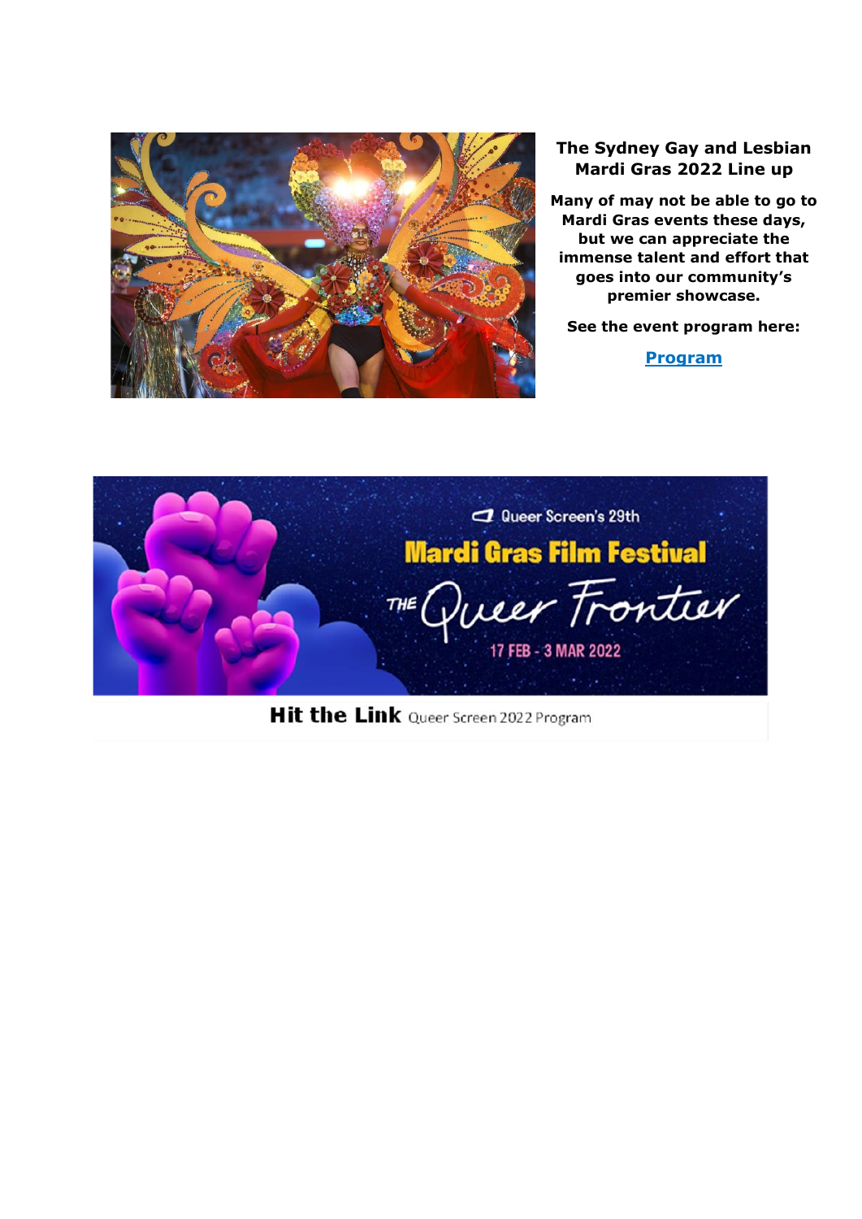**The Sydney Gay and Lesbian Mardi Gras 2022 Line up**

**Many of may not be able to go to Mardi Gras events these days, but we can appreciate the immense talent and effort that goes into our community's premier showcase.**

**See the event program here:**

**Program**

Queer Screen's 29th

Mardi Gras Film Festival

THE Queer Frontier

17 FEB - 3 MAR 2022

**Hit the Link** Queer Screen 2022 Program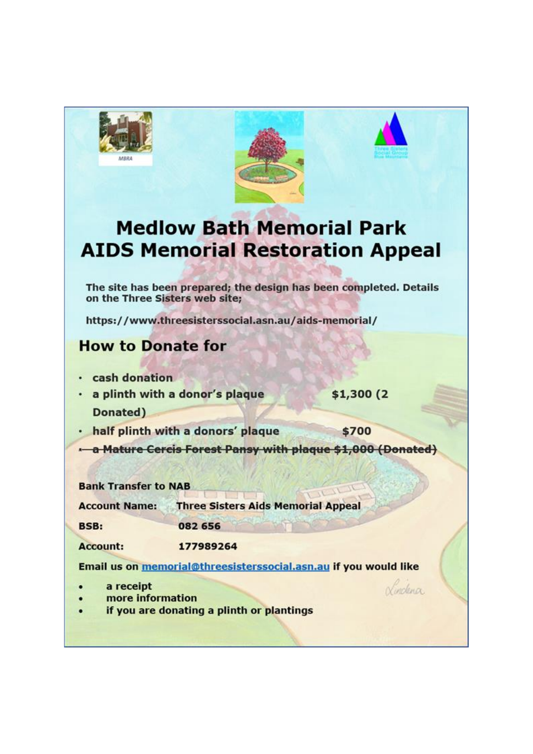# Medlow Bath Memorial Park AIDS Memorial Restoration Appeal

**The site has been prepared; the design has been completed. Details on the Three Sisters web site;**

**https://www.threesisterssocial.asn.au/aids-memorial/**

## How to Donate for

- **cash donation**
- **a plinth with a donor's plaque $1,300 (2 Donated)**
- **half plinth with a donors' plaque $700**
- ~~**a Mature Cercis Forest Pansy with plaque $1,000 (Donated)**~~

**Bank Transfer to NAB**

**Account Name: Three Sisters Aids Memorial Appeal**

**BSB: 082 656**

**Account: 177989264**

**Email us on memorial@threesisterssocial.asn.au if you would like**

- **a receipt**
- **more information**
- **if you are donating a plinth or plantings**